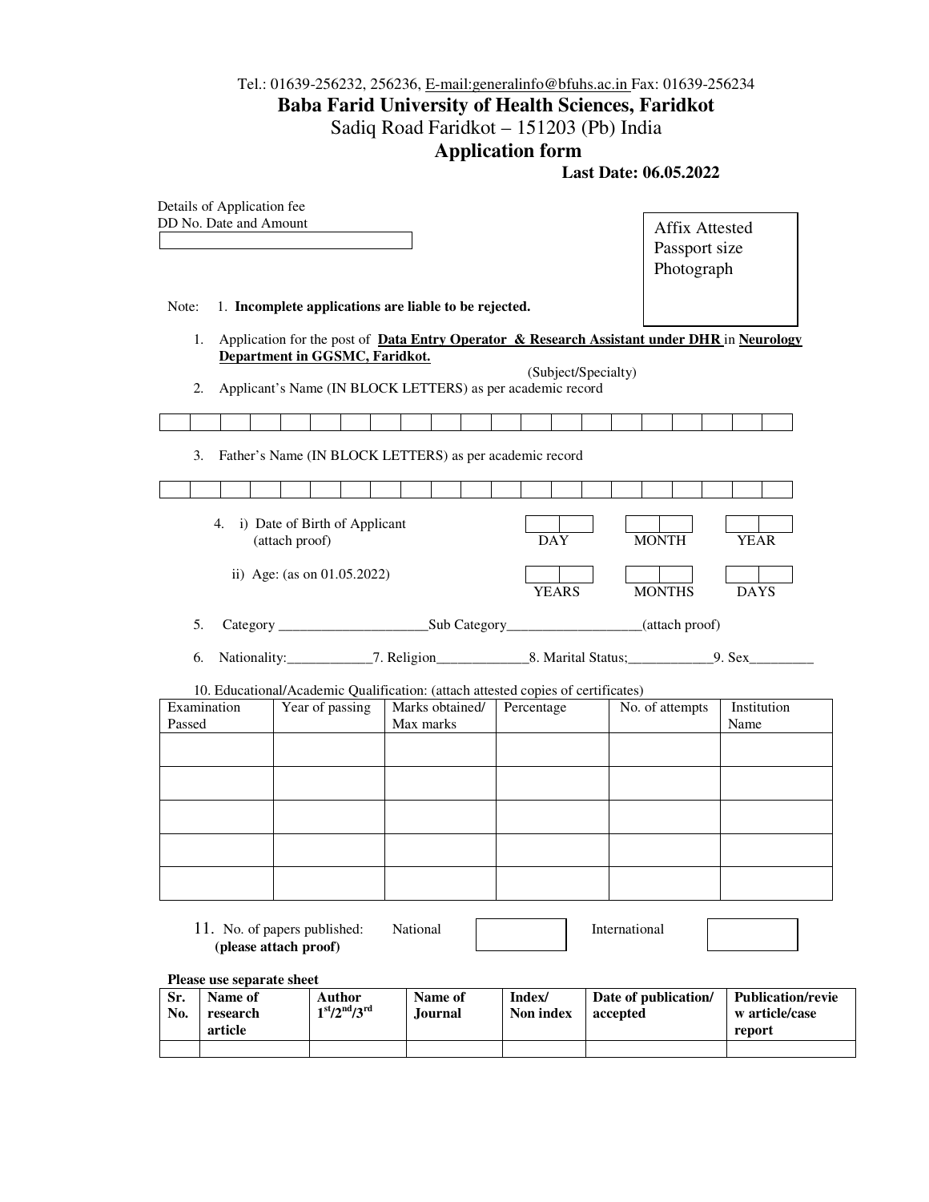Tel.: 01639-256232, 256236, E-mail:generalinfo@bfuhs.ac.in Fax: 01639-256234

# Baba Farid University of Health Sciences, Faridkot

Sadiq Road Faridkot – 151203 (Pb) India

## Application form

**Last Date: 06.05.2022**

Details of Application fee
DD No. Date and Amount

Affix Attested Passport size Photograph

Note: 1. **Incomplete applications are liable to be rejected.**

1. Application for the post of **Data Entry Operator & Research Assistant under DHR** in **Neurology Department in GGSMC, Faridkot.**
   (Subject/Specialty)
2. Applicant's Name (IN BLOCK LETTERS) as per academic record
3. Father's Name (IN BLOCK LETTERS) as per academic record
4. i) Date of Birth of Applicant (attach proof) DAY MONTH YEAR

   ii) Age: (as on 01.05.2022) YEARS MONTHS DAYS
5. Category \_\_\_\_\_\_\_\_\_\_\_\_\_\_\_\_\_\_\_\_\_\_Sub Category\_\_\_\_\_\_\_\_\_\_\_\_\_\_\_\_\_\_\_\_(attach proof)
6. Nationality:\_\_\_\_\_\_\_\_\_\_\_\_7. Religion\_\_\_\_\_\_\_\_\_\_\_\_\_8. Marital Status;\_\_\_\_\_\_\_\_\_\_\_\_9. Sex\_\_\_\_\_\_\_\_\_

10. Educational/Academic Qualification: (attach attested copies of certificates)

| Examination Passed | Year of passing | Marks obtained/ Max marks | Percentage | No. of attempts | Institution Name |
|---|---|---|---|---|---|
| | | | | | |
| | | | | | |
| | | | | | |
| | | | | | |
| | | | | | |

11. No. of papers published: National International
**(please attach proof)**

**Please use separate sheet**

| Sr. No. | Name of research article | Author 1st/2nd/3rd | Name of Journal | Index/ Non index | Date of publication/ accepted | Publication/review article/case report |
|---|---|---|---|---|---|---|
| | | | | | | |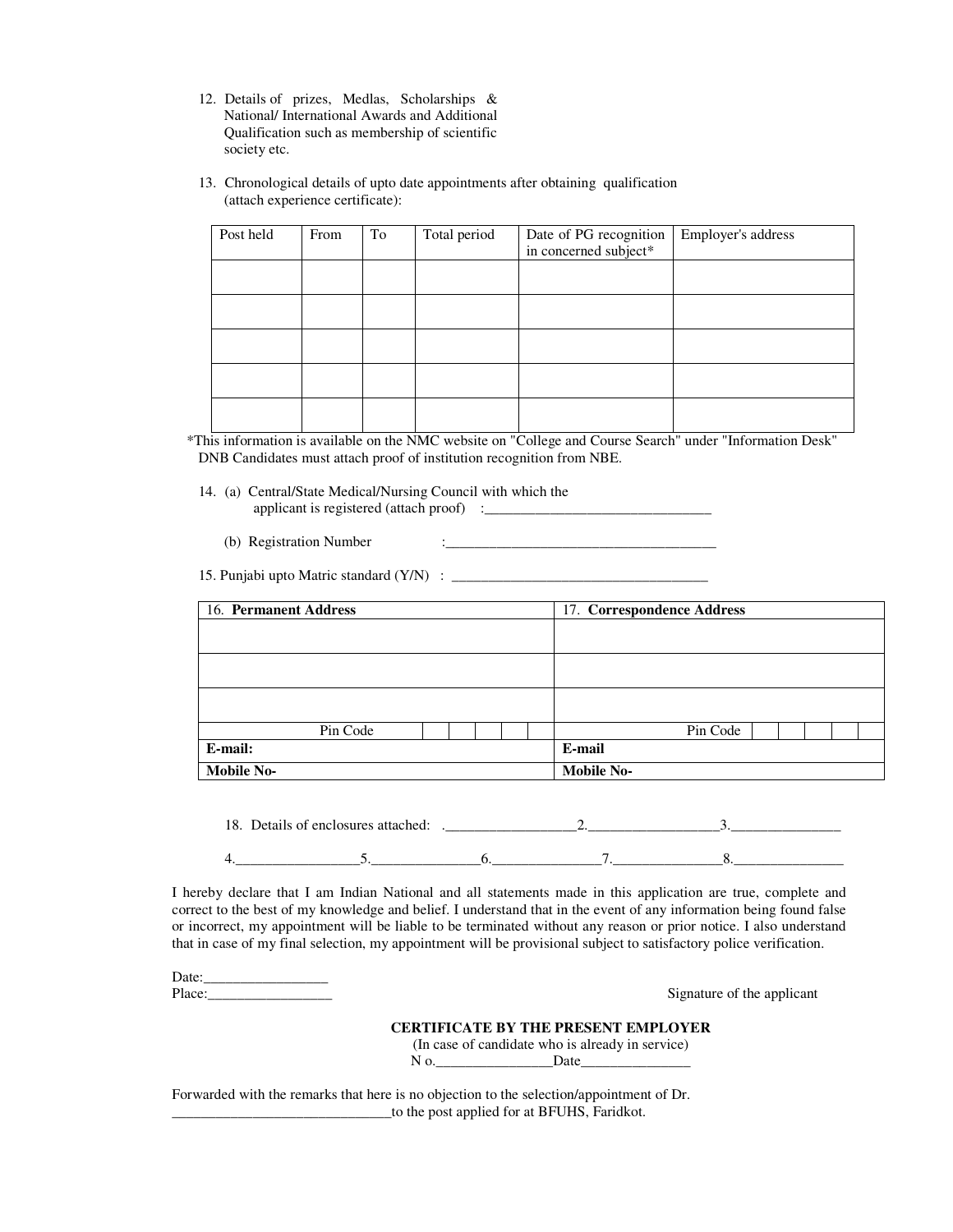12. Details of prizes, Medlas, Scholarships & National/ International Awards and Additional Qualification such as membership of scientific society etc.

13. Chronological details of upto date appointments after obtaining qualification (attach experience certificate):

| Post held | From | To | Total period | Date of PG recognition in concerned subject* | Employer's address |
|---|---|---|---|---|---|
| | | | | | |
| | | | | | |
| | | | | | |
| | | | | | |
| | | | | | |

*This information is available on the NMC website on "College and Course Search" under "Information Desk" DNB Candidates must attach proof of institution recognition from NBE.

14. (a) Central/State Medical/Nursing Council with which the applicant is registered (attach proof) :_______________________________

(b) Registration Number :_____________________________________

15. Punjabi upto Matric standard (Y/N) : ____________________________________

| 16. **Permanent Address** | 17. **Correspondence Address** |
|---|---|
| | |
| | |
| | |
| Pin Code | Pin Code |
| **E-mail:** | **E-mail** |
| **Mobile No-** | **Mobile No-** |

18. Details of enclosures attached: .__________________2.__________________3._______________

4._________________5._______________6._______________7._______________8._______________

I hereby declare that I am Indian National and all statements made in this application are true, complete and correct to the best of my knowledge and belief. I understand that in the event of any information being found false or incorrect, my appointment will be liable to be terminated without any reason or prior notice. I also understand that in case of my final selection, my appointment will be provisional subject to satisfactory police verification.

Date:_________________

Place:_________________

Signature of the applicant

**CERTIFICATE BY THE PRESENT EMPLOYER**

(In case of candidate who is already in service)

N o.________________Date_______________

Forwarded with the remarks that here is no objection to the selection/appointment of Dr. ______________________________to the post applied for at BFUHS, Faridkot.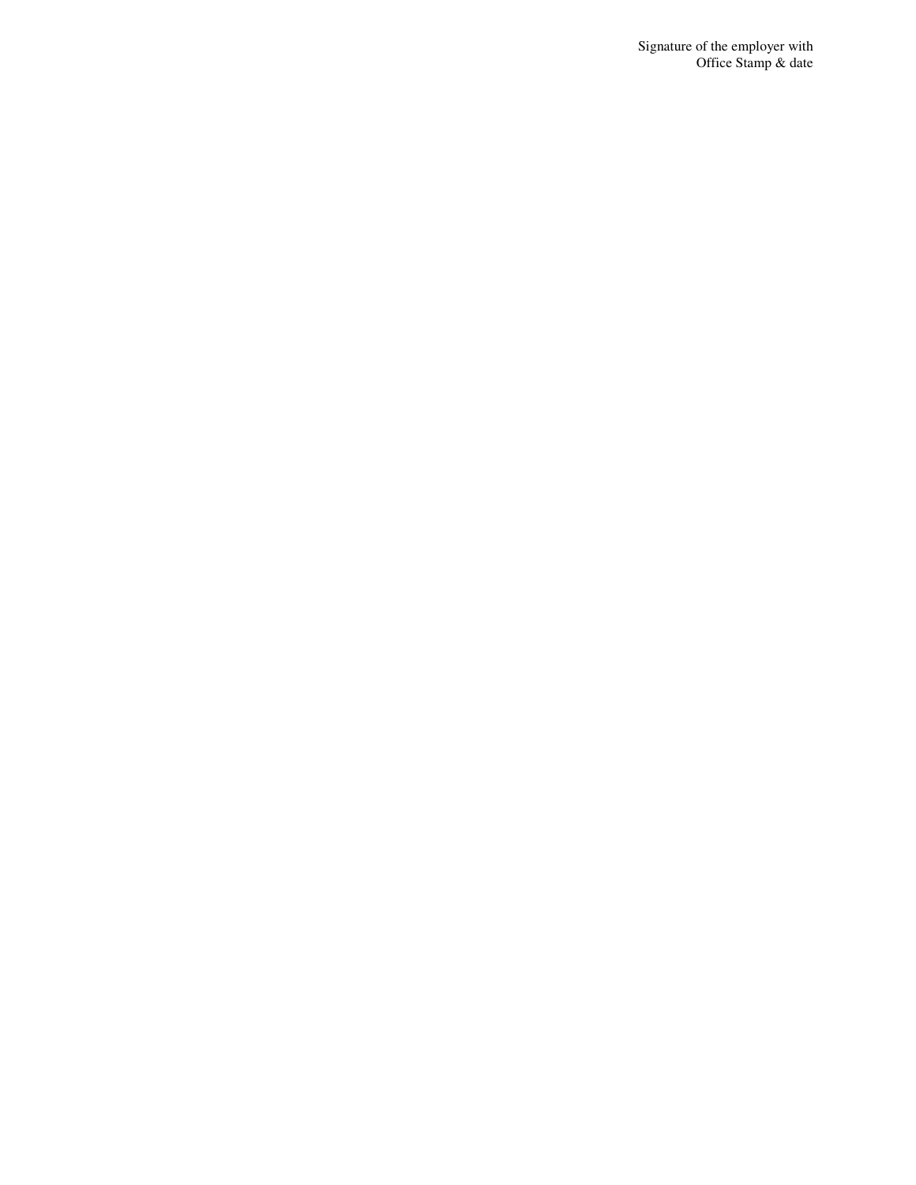Signature of the employer with
Office Stamp & date